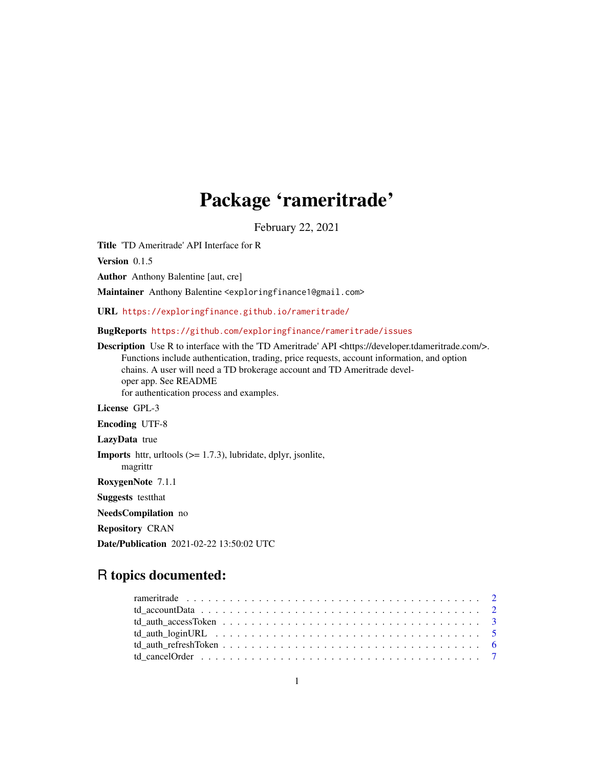# Package 'rameritrade'

February 22, 2021

**Title** 'TD Ameritrade' API Interface for R

**Version** 0.1.5

**Author** Anthony Balentine [aut, cre]

**Maintainer** Anthony Balentine <exploringfinance1@gmail.com>

**URL** https://exploringfinance.github.io/rameritrade/

**BugReports** https://github.com/exploringfinance/rameritrade/issues

**Description** Use R to interface with the 'TD Ameritrade' API <https://developer.tdameritrade.com/>. Functions include authentication, trading, price requests, account information, and option chains. A user will need a TD brokerage account and TD Ameritrade developer app. See README for authentication process and examples.

**License** GPL-3

**Encoding** UTF-8

**LazyData** true

**Imports** httr, urltools (>= 1.7.3), lubridate, dplyr, jsonlite, magrittr

**RoxygenNote** 7.1.1

**Suggests** testthat

**NeedsCompilation** no

**Repository** CRAN

**Date/Publication** 2021-02-22 13:50:02 UTC

## R topics documented:

- rameritrade . . . . . . . . . . . . . . . . . . . . . . . . . . . . . . . . . . . . . . . . 2
- td_accountData . . . . . . . . . . . . . . . . . . . . . . . . . . . . . . . . . . . . . . 2
- td_auth_accessToken . . . . . . . . . . . . . . . . . . . . . . . . . . . . . . . . . . . 3
- td_auth_loginURL . . . . . . . . . . . . . . . . . . . . . . . . . . . . . . . . . . . . . 5
- td_auth_refreshToken . . . . . . . . . . . . . . . . . . . . . . . . . . . . . . . . . . . 6
- td_cancelOrder . . . . . . . . . . . . . . . . . . . . . . . . . . . . . . . . . . . . . . 7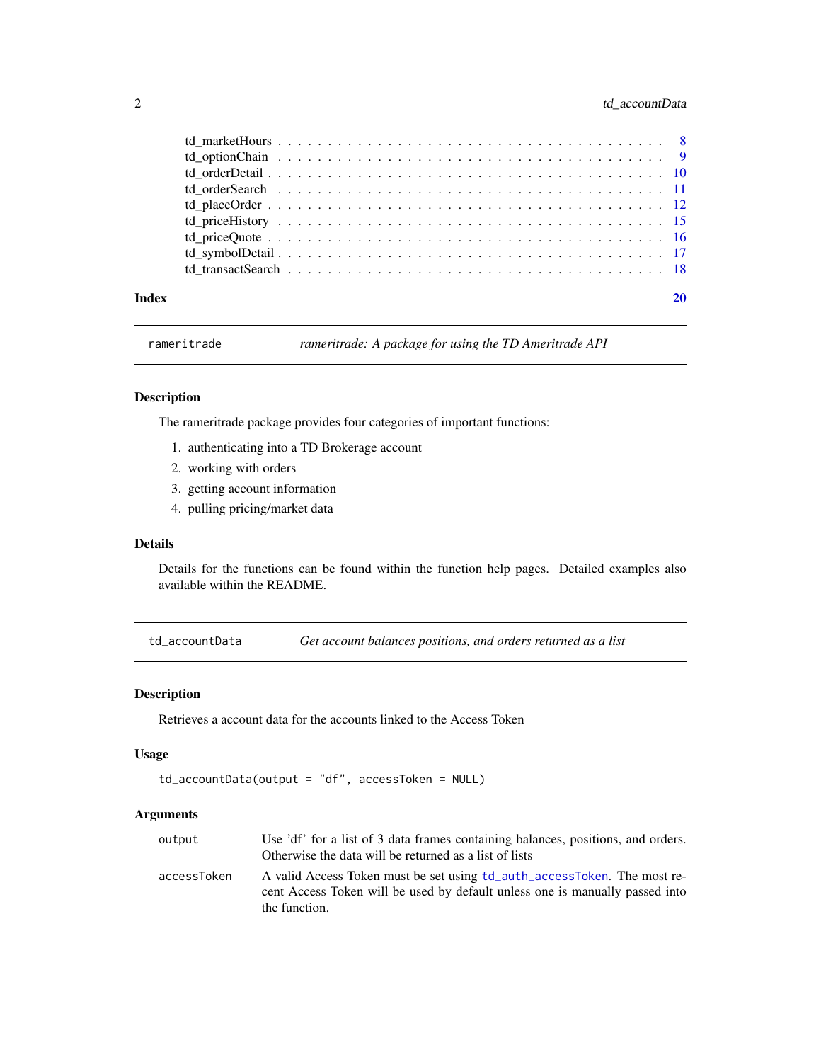td_marketHours . . . . . . . . . . . . . . . . . . . . . . . . . . . . . . . . . . . . 8
td_optionChain . . . . . . . . . . . . . . . . . . . . . . . . . . . . . . . . . . . . 9
td_orderDetail . . . . . . . . . . . . . . . . . . . . . . . . . . . . . . . . . . . . 10
td_orderSearch . . . . . . . . . . . . . . . . . . . . . . . . . . . . . . . . . . . . 11
td_placeOrder . . . . . . . . . . . . . . . . . . . . . . . . . . . . . . . . . . . . 12
td_priceHistory . . . . . . . . . . . . . . . . . . . . . . . . . . . . . . . . . . . . 15
td_priceQuote . . . . . . . . . . . . . . . . . . . . . . . . . . . . . . . . . . . . 16
td_symbolDetail . . . . . . . . . . . . . . . . . . . . . . . . . . . . . . . . . . . . 17
td_transactSearch . . . . . . . . . . . . . . . . . . . . . . . . . . . . . . . . . . . . 18

**Index** **20**

---

`rameritrade` *rameritrade: A package for using the TD Ameritrade API*

---

### Description

The rameritrade package provides four categories of important functions:

1. authenticating into a TD Brokerage account
2. working with orders
3. getting account information
4. pulling pricing/market data

### Details

Details for the functions can be found within the function help pages. Detailed examples also available within the README.

---

`td_accountData` *Get account balances positions, and orders returned as a list*

---

### Description

Retrieves a account data for the accounts linked to the Access Token

### Usage

```
td_accountData(output = "df", accessToken = NULL)
```

### Arguments

| | |
|---|---|
| `output` | Use 'df' for a list of 3 data frames containing balances, positions, and orders. Otherwise the data will be returned as a list of lists |
| `accessToken` | A valid Access Token must be set using `td_auth_accessToken`. The most recent Access Token will be used by default unless one is manually passed into the function. |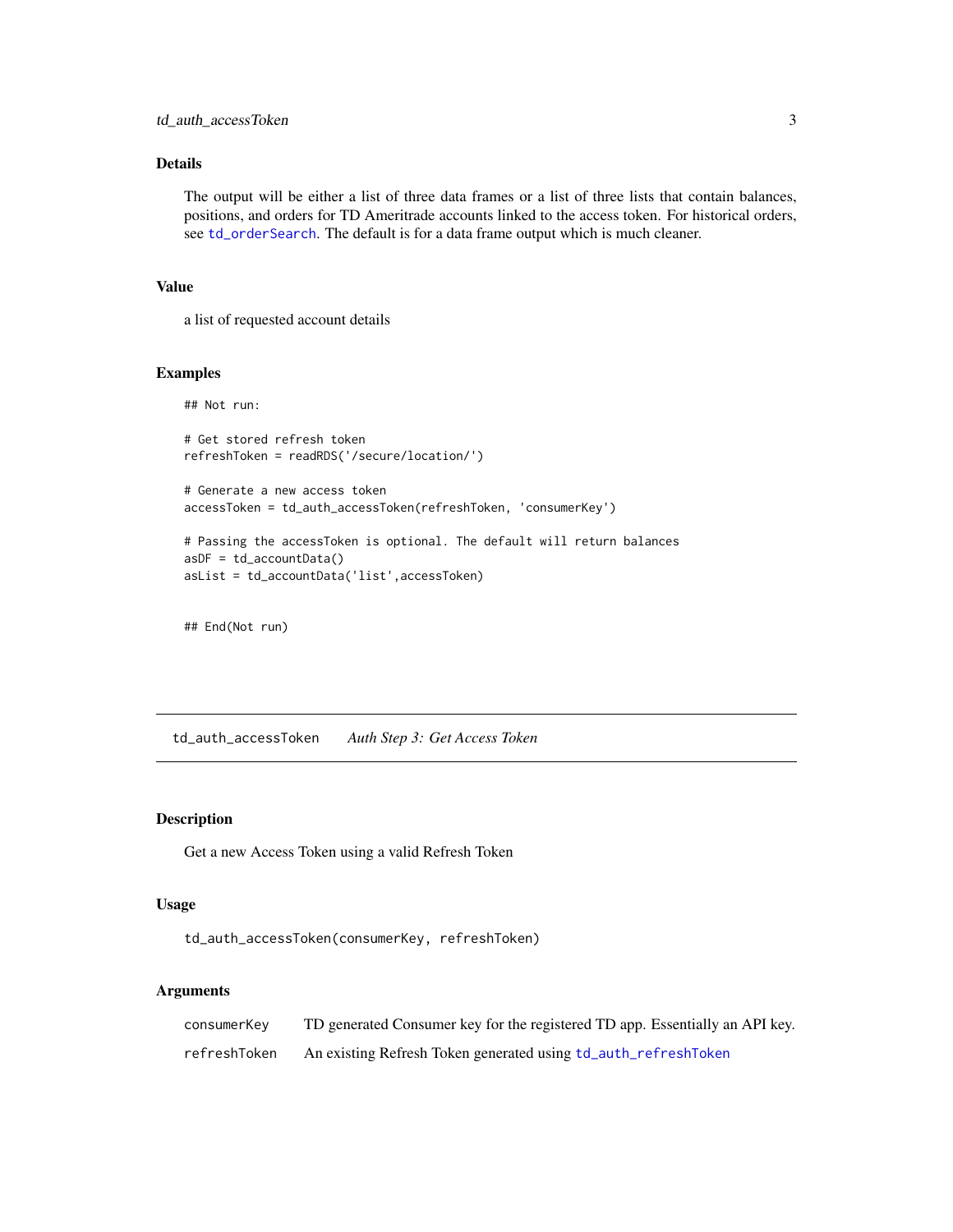### Details

The output will be either a list of three data frames or a list of three lists that contain balances, positions, and orders for TD Ameritrade accounts linked to the access token. For historical orders, see td_orderSearch. The default is for a data frame output which is much cleaner.

### Value

a list of requested account details

### Examples

```
## Not run:

# Get stored refresh token
refreshToken = readRDS('/secure/location/')

# Generate a new access token
accessToken = td_auth_accessToken(refreshToken, 'consumerKey')

# Passing the accessToken is optional. The default will return balances
asDF = td_accountData()
asList = td_accountData('list',accessToken)


## End(Not run)
```

---

## td_auth_accessToken *Auth Step 3: Get Access Token*

---

### Description

Get a new Access Token using a valid Refresh Token

### Usage

```
td_auth_accessToken(consumerKey, refreshToken)
```

### Arguments

| | |
|---|---|
| consumerKey | TD generated Consumer key for the registered TD app. Essentially an API key. |
| refreshToken | An existing Refresh Token generated using td_auth_refreshToken |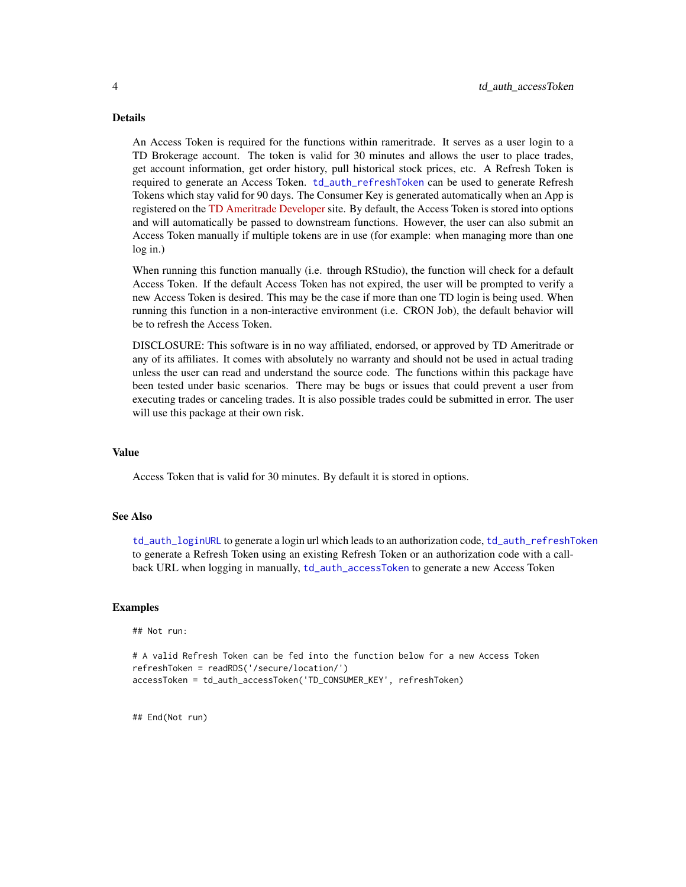## Details

An Access Token is required for the functions within rameritrade. It serves as a user login to a TD Brokerage account. The token is valid for 30 minutes and allows the user to place trades, get account information, get order history, pull historical stock prices, etc. A Refresh Token is required to generate an Access Token. `td_auth_refreshToken` can be used to generate Refresh Tokens which stay valid for 90 days. The Consumer Key is generated automatically when an App is registered on the TD Ameritrade Developer site. By default, the Access Token is stored into options and will automatically be passed to downstream functions. However, the user can also submit an Access Token manually if multiple tokens are in use (for example: when managing more than one log in.)

When running this function manually (i.e. through RStudio), the function will check for a default Access Token. If the default Access Token has not expired, the user will be prompted to verify a new Access Token is desired. This may be the case if more than one TD login is being used. When running this function in a non-interactive environment (i.e. CRON Job), the default behavior will be to refresh the Access Token.

DISCLOSURE: This software is in no way affiliated, endorsed, or approved by TD Ameritrade or any of its affiliates. It comes with absolutely no warranty and should not be used in actual trading unless the user can read and understand the source code. The functions within this package have been tested under basic scenarios. There may be bugs or issues that could prevent a user from executing trades or canceling trades. It is also possible trades could be submitted in error. The user will use this package at their own risk.

## Value

Access Token that is valid for 30 minutes. By default it is stored in options.

## See Also

`td_auth_loginURL` to generate a login url which leads to an authorization code, `td_auth_refreshToken` to generate a Refresh Token using an existing Refresh Token or an authorization code with a callback URL when logging in manually, `td_auth_accessToken` to generate a new Access Token

## Examples

```
## Not run:

# A valid Refresh Token can be fed into the function below for a new Access Token
refreshToken = readRDS('/secure/location/')
accessToken = td_auth_accessToken('TD_CONSUMER_KEY', refreshToken)


## End(Not run)
```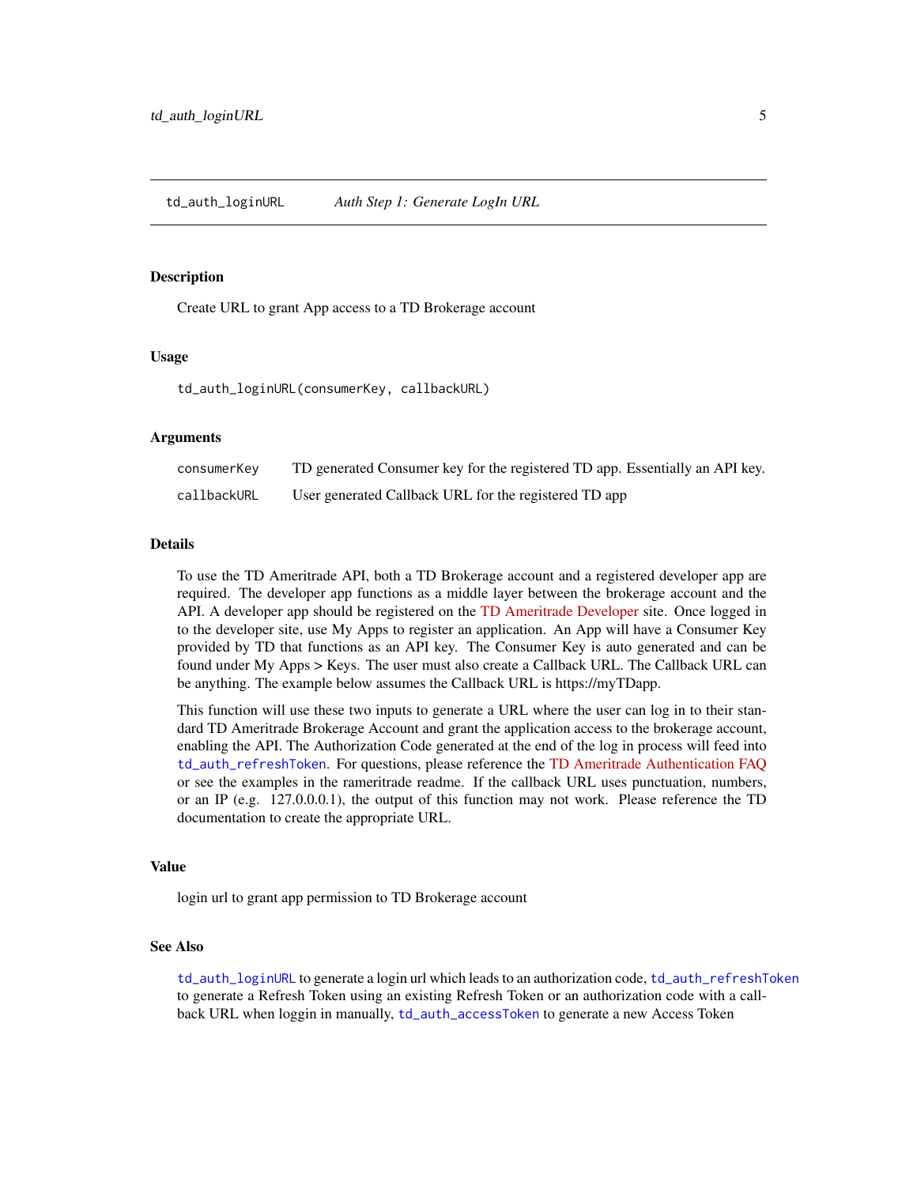## td_auth_loginURL — *Auth Step 1: Generate LogIn URL*

### Description

Create URL to grant App access to a TD Brokerage account

### Usage

```
td_auth_loginURL(consumerKey, callbackURL)
```

### Arguments

| | |
|---|---|
| consumerKey | TD generated Consumer key for the registered TD app. Essentially an API key. |
| callbackURL | User generated Callback URL for the registered TD app |

### Details

To use the TD Ameritrade API, both a TD Brokerage account and a registered developer app are required. The developer app functions as a middle layer between the brokerage account and the API. A developer app should be registered on the TD Ameritrade Developer site. Once logged in to the developer site, use My Apps to register an application. An App will have a Consumer Key provided by TD that functions as an API key. The Consumer Key is auto generated and can be found under My Apps > Keys. The user must also create a Callback URL. The Callback URL can be anything. The example below assumes the Callback URL is https://myTDapp.

This function will use these two inputs to generate a URL where the user can log in to their standard TD Ameritrade Brokerage Account and grant the application access to the brokerage account, enabling the API. The Authorization Code generated at the end of the log in process will feed into `td_auth_refreshToken`. For questions, please reference the TD Ameritrade Authentication FAQ or see the examples in the rameritrade readme. If the callback URL uses punctuation, numbers, or an IP (e.g. 127.0.0.0.1), the output of this function may not work. Please reference the TD documentation to create the appropriate URL.

### Value

login url to grant app permission to TD Brokerage account

### See Also

`td_auth_loginURL` to generate a login url which leads to an authorization code, `td_auth_refreshToken` to generate a Refresh Token using an existing Refresh Token or an authorization code with a callback URL when loggin in manually, `td_auth_accessToken` to generate a new Access Token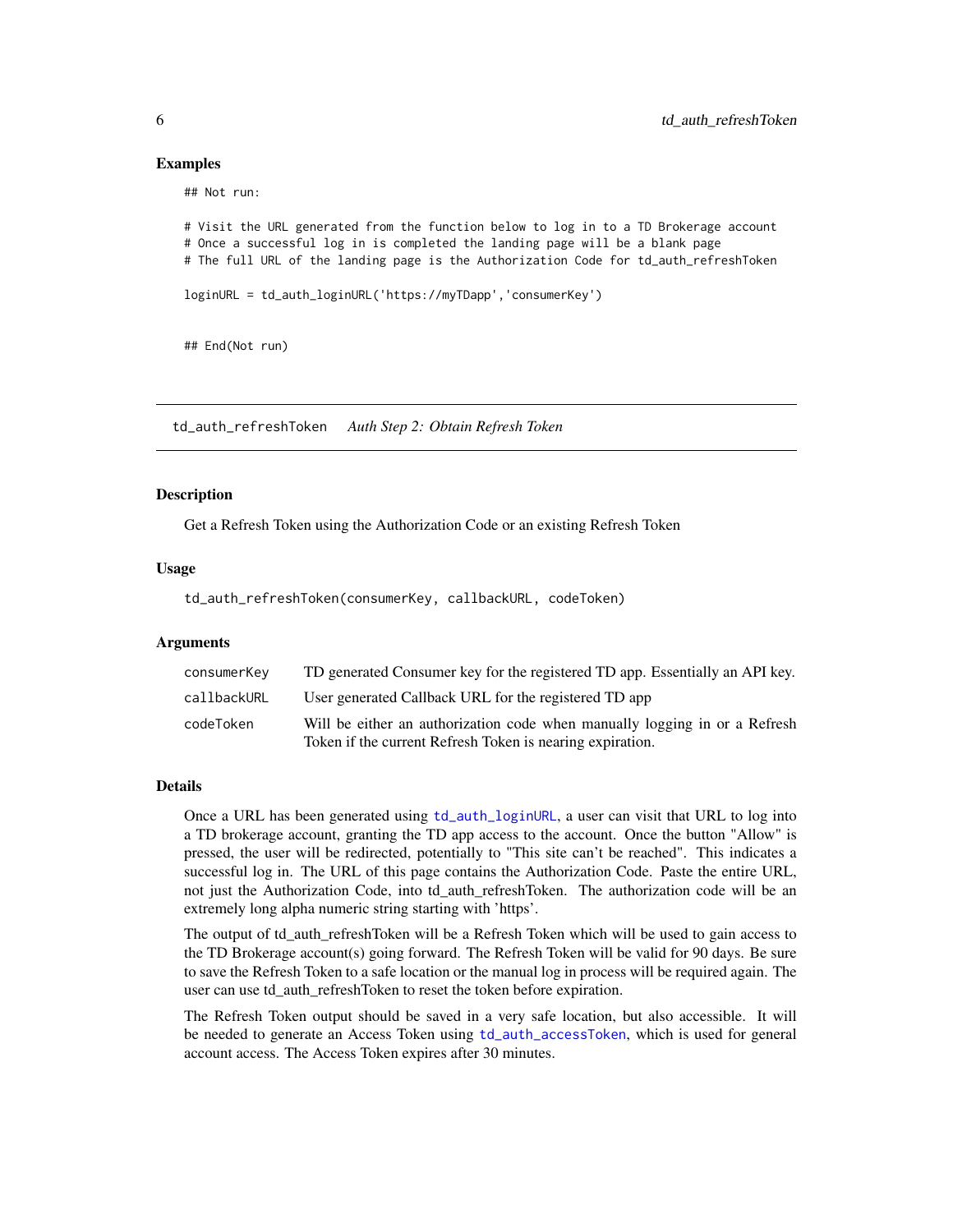### Examples

```
## Not run:

# Visit the URL generated from the function below to log in to a TD Brokerage account
# Once a successful log in is completed the landing page will be a blank page
# The full URL of the landing page is the Authorization Code for td_auth_refreshToken

loginURL = td_auth_loginURL('https://myTDapp','consumerKey')


## End(Not run)
```

---

## td_auth_refreshToken    *Auth Step 2: Obtain Refresh Token*

---

### Description

Get a Refresh Token using the Authorization Code or an existing Refresh Token

### Usage

```
td_auth_refreshToken(consumerKey, callbackURL, codeToken)
```

### Arguments

| | |
|---|---|
| consumerKey | TD generated Consumer key for the registered TD app. Essentially an API key. |
| callbackURL | User generated Callback URL for the registered TD app |
| codeToken | Will be either an authorization code when manually logging in or a Refresh Token if the current Refresh Token is nearing expiration. |

### Details

Once a URL has been generated using td_auth_loginURL, a user can visit that URL to log into a TD brokerage account, granting the TD app access to the account. Once the button "Allow" is pressed, the user will be redirected, potentially to "This site can't be reached". This indicates a successful log in. The URL of this page contains the Authorization Code. Paste the entire URL, not just the Authorization Code, into td_auth_refreshToken. The authorization code will be an extremely long alpha numeric string starting with 'https'.

The output of td_auth_refreshToken will be a Refresh Token which will be used to gain access to the TD Brokerage account(s) going forward. The Refresh Token will be valid for 90 days. Be sure to save the Refresh Token to a safe location or the manual log in process will be required again. The user can use td_auth_refreshToken to reset the token before expiration.

The Refresh Token output should be saved in a very safe location, but also accessible. It will be needed to generate an Access Token using td_auth_accessToken, which is used for general account access. The Access Token expires after 30 minutes.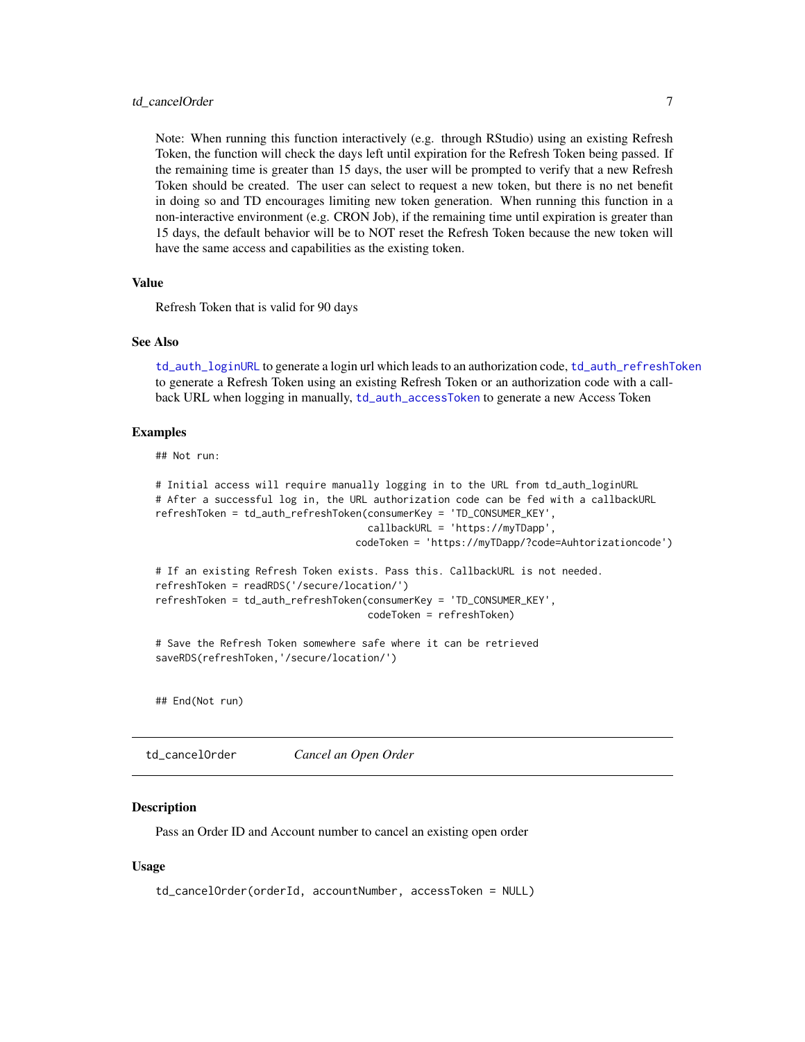Note: When running this function interactively (e.g. through RStudio) using an existing Refresh Token, the function will check the days left until expiration for the Refresh Token being passed. If the remaining time is greater than 15 days, the user will be prompted to verify that a new Refresh Token should be created. The user can select to request a new token, but there is no net benefit in doing so and TD encourages limiting new token generation. When running this function in a non-interactive environment (e.g. CRON Job), if the remaining time until expiration is greater than 15 days, the default behavior will be to NOT reset the Refresh Token because the new token will have the same access and capabilities as the existing token.

### Value

Refresh Token that is valid for 90 days

### See Also

`td_auth_loginURL` to generate a login url which leads to an authorization code, `td_auth_refreshToken` to generate a Refresh Token using an existing Refresh Token or an authorization code with a callback URL when logging in manually, `td_auth_accessToken` to generate a new Access Token

### Examples

```
## Not run:

# Initial access will require manually logging in to the URL from td_auth_loginURL
# After a successful log in, the URL authorization code can be fed with a callbackURL
refreshToken = td_auth_refreshToken(consumerKey = 'TD_CONSUMER_KEY',
                                    callbackURL = 'https://myTDapp',
                                  codeToken = 'https://myTDapp/?code=Auhtorizationcode')

# If an existing Refresh Token exists. Pass this. CallbackURL is not needed.
refreshToken = readRDS('/secure/location/')
refreshToken = td_auth_refreshToken(consumerKey = 'TD_CONSUMER_KEY',
                                    codeToken = refreshToken)

# Save the Refresh Token somewhere safe where it can be retrieved
saveRDS(refreshToken,'/secure/location/')


## End(Not run)
```

---

## td_cancelOrder *Cancel an Open Order*

### Description

Pass an Order ID and Account number to cancel an existing open order

### Usage

```
td_cancelOrder(orderId, accountNumber, accessToken = NULL)
```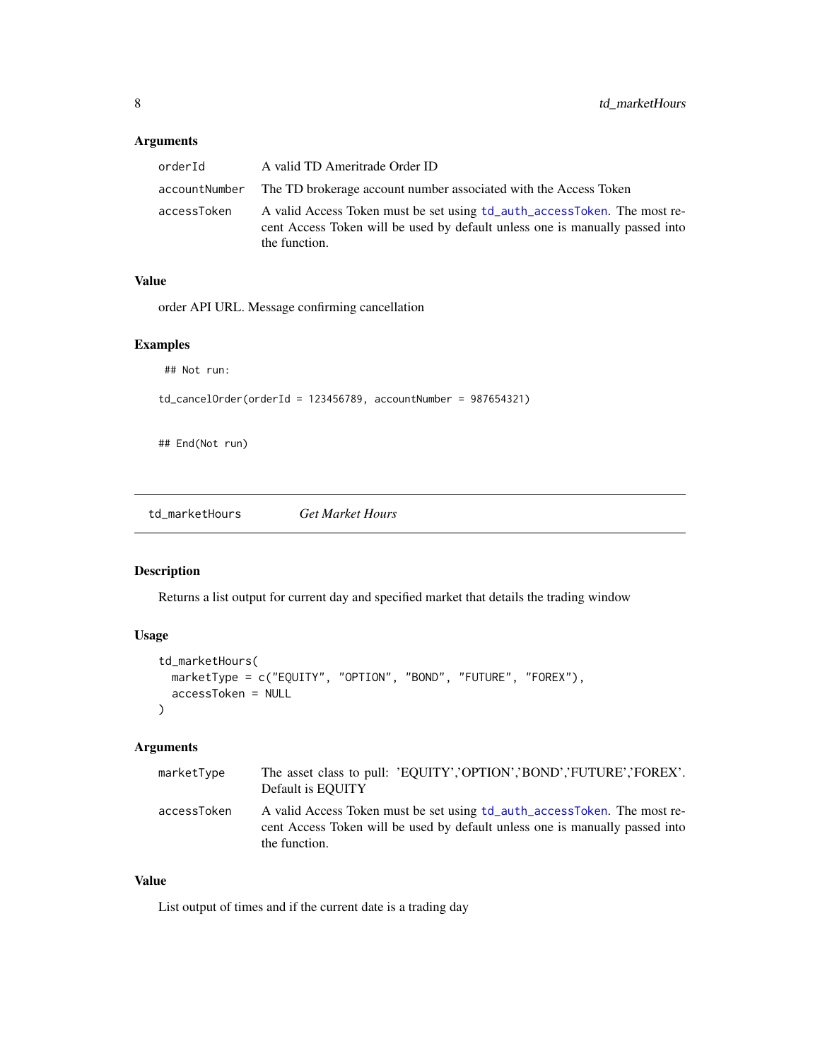### Arguments

| | |
|---|---|
| orderId | A valid TD Ameritrade Order ID |
| accountNumber | The TD brokerage account number associated with the Access Token |
| accessToken | A valid Access Token must be set using td_auth_accessToken. The most recent Access Token will be used by default unless one is manually passed into the function. |

### Value

order API URL. Message confirming cancellation

### Examples

```
## Not run:

td_cancelOrder(orderId = 123456789, accountNumber = 987654321)


## End(Not run)
```

---

## td_marketHours *Get Market Hours*

### Description

Returns a list output for current day and specified market that details the trading window

### Usage

```
td_marketHours(
  marketType = c("EQUITY", "OPTION", "BOND", "FUTURE", "FOREX"),
  accessToken = NULL
)
```

### Arguments

| | |
|---|---|
| marketType | The asset class to pull: 'EQUITY','OPTION','BOND','FUTURE','FOREX'. Default is EQUITY |
| accessToken | A valid Access Token must be set using td_auth_accessToken. The most recent Access Token will be used by default unless one is manually passed into the function. |

### Value

List output of times and if the current date is a trading day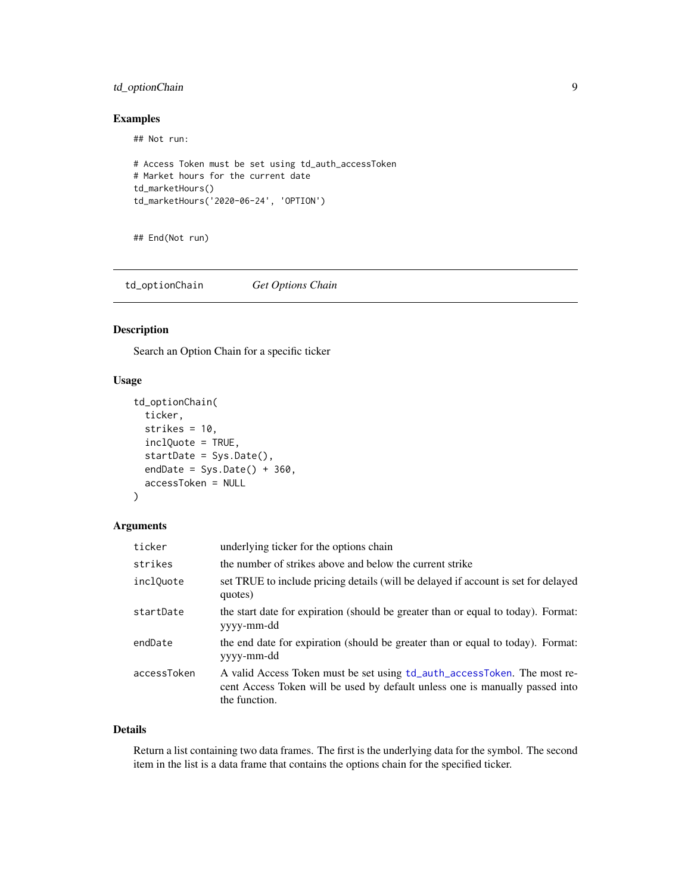## Examples

```
## Not run:

# Access Token must be set using td_auth_accessToken
# Market hours for the current date
td_marketHours()
td_marketHours('2020-06-24', 'OPTION')


## End(Not run)
```

---

## td_optionChain *Get Options Chain*

---

### Description

Search an Option Chain for a specific ticker

### Usage

```
td_optionChain(
  ticker,
  strikes = 10,
  inclQuote = TRUE,
  startDate = Sys.Date(),
  endDate = Sys.Date() + 360,
  accessToken = NULL
)
```

### Arguments

| | |
|---|---|
| `ticker` | underlying ticker for the options chain |
| `strikes` | the number of strikes above and below the current strike |
| `inclQuote` | set TRUE to include pricing details (will be delayed if account is set for delayed quotes) |
| `startDate` | the start date for expiration (should be greater than or equal to today). Format: yyyy-mm-dd |
| `endDate` | the end date for expiration (should be greater than or equal to today). Format: yyyy-mm-dd |
| `accessToken` | A valid Access Token must be set using `td_auth_accessToken`. The most recent Access Token will be used by default unless one is manually passed into the function. |

### Details

Return a list containing two data frames. The first is the underlying data for the symbol. The second item in the list is a data frame that contains the options chain for the specified ticker.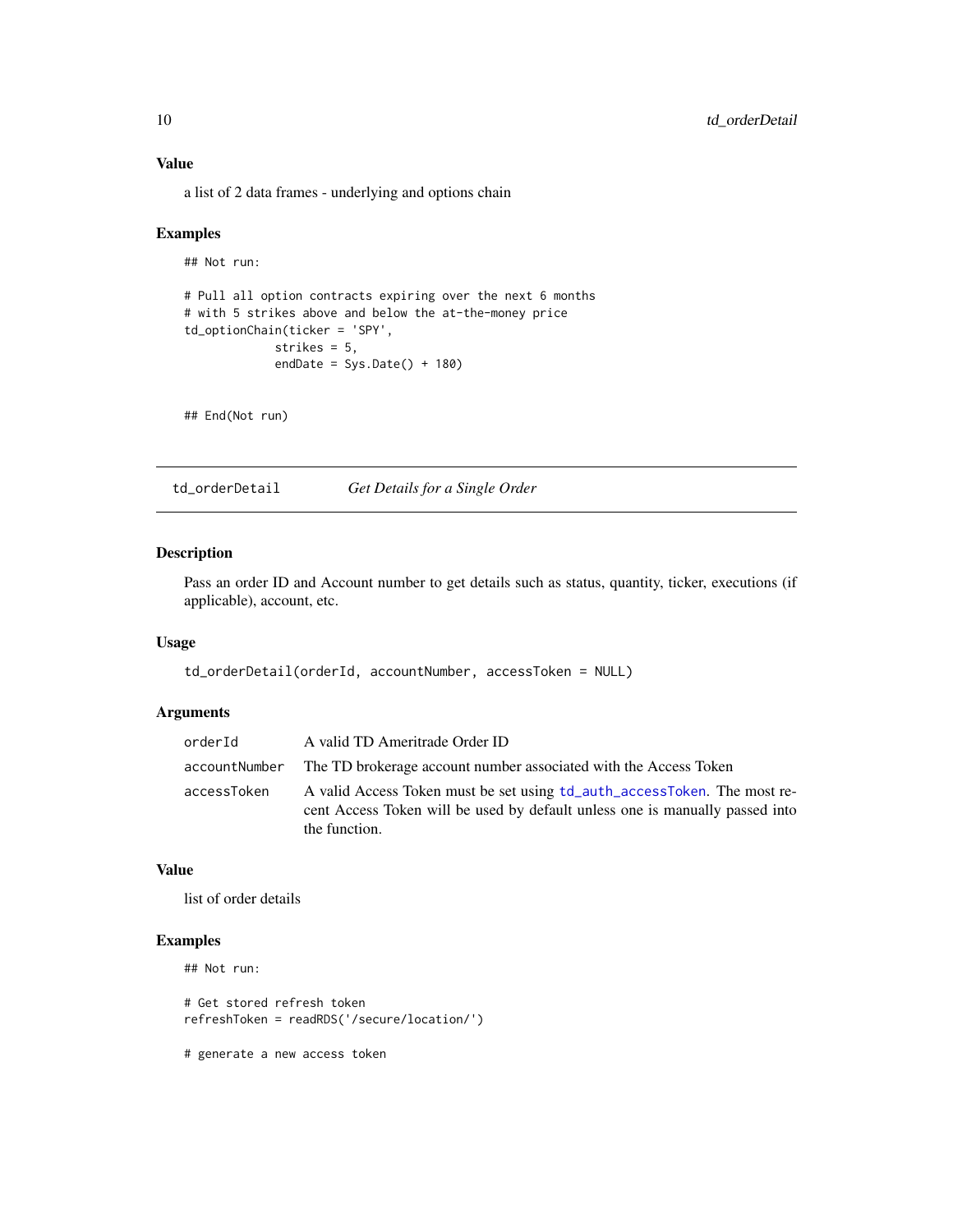### Value

a list of 2 data frames - underlying and options chain

### Examples

```
## Not run:

# Pull all option contracts expiring over the next 6 months
# with 5 strikes above and below the at-the-money price
td_optionChain(ticker = 'SPY',
             strikes = 5,
             endDate = Sys.Date() + 180)


## End(Not run)
```

---

## td_orderDetail — *Get Details for a Single Order*

---

### Description

Pass an order ID and Account number to get details such as status, quantity, ticker, executions (if applicable), account, etc.

### Usage

```
td_orderDetail(orderId, accountNumber, accessToken = NULL)
```

### Arguments

| | |
|---|---|
| `orderId` | A valid TD Ameritrade Order ID |
| `accountNumber` | The TD brokerage account number associated with the Access Token |
| `accessToken` | A valid Access Token must be set using `td_auth_accessToken`. The most recent Access Token will be used by default unless one is manually passed into the function. |

### Value

list of order details

### Examples

```
## Not run:

# Get stored refresh token
refreshToken = readRDS('/secure/location/')

# generate a new access token
```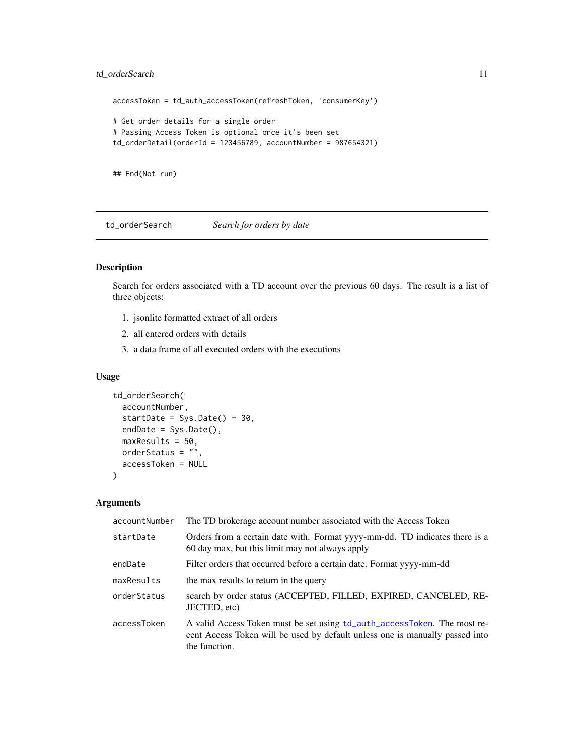```
accessToken = td_auth_accessToken(refreshToken, 'consumerKey')

# Get order details for a single order
# Passing Access Token is optional once it's been set
td_orderDetail(orderId = 123456789, accountNumber = 987654321)


## End(Not run)
```

---

## td_orderSearch *Search for orders by date*

---

### Description

Search for orders associated with a TD account over the previous 60 days. The result is a list of three objects:

1. jsonlite formatted extract of all orders
2. all entered orders with details
3. a data frame of all executed orders with the executions

### Usage

```
td_orderSearch(
  accountNumber,
  startDate = Sys.Date() - 30,
  endDate = Sys.Date(),
  maxResults = 50,
  orderStatus = "",
  accessToken = NULL
)
```

### Arguments

| | |
|---|---|
| accountNumber | The TD brokerage account number associated with the Access Token |
| startDate | Orders from a certain date with. Format yyyy-mm-dd. TD indicates there is a 60 day max, but this limit may not always apply |
| endDate | Filter orders that occurred before a certain date. Format yyyy-mm-dd |
| maxResults | the max results to return in the query |
| orderStatus | search by order status (ACCEPTED, FILLED, EXPIRED, CANCELED, REJECTED, etc) |
| accessToken | A valid Access Token must be set using td_auth_accessToken. The most recent Access Token will be used by default unless one is manually passed into the function. |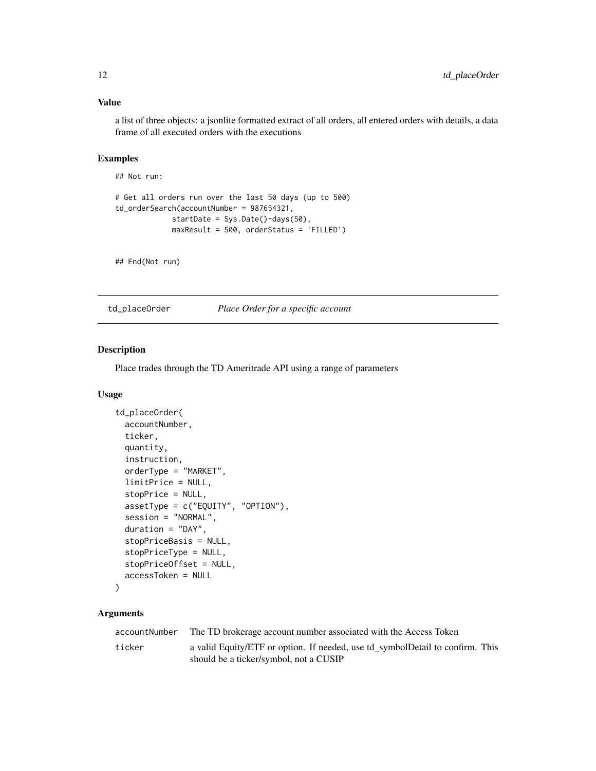### Value

a list of three objects: a jsonlite formatted extract of all orders, all entered orders with details, a data frame of all executed orders with the executions

### Examples

```
## Not run:

# Get all orders run over the last 50 days (up to 500)
td_orderSearch(accountNumber = 987654321,
            startDate = Sys.Date()-days(50),
            maxResult = 500, orderStatus = 'FILLED')


## End(Not run)
```

## td_placeOrder *Place Order for a specific account*

### Description

Place trades through the TD Ameritrade API using a range of parameters

### Usage

```
td_placeOrder(
  accountNumber,
  ticker,
  quantity,
  instruction,
  orderType = "MARKET",
  limitPrice = NULL,
  stopPrice = NULL,
  assetType = c("EQUITY", "OPTION"),
  session = "NORMAL",
  duration = "DAY",
  stopPriceBasis = NULL,
  stopPriceType = NULL,
  stopPriceOffset = NULL,
  accessToken = NULL
)
```

### Arguments

| | |
|---|---|
| accountNumber | The TD brokerage account number associated with the Access Token |
| ticker | a valid Equity/ETF or option. If needed, use td_symbolDetail to confirm. This should be a ticker/symbol, not a CUSIP |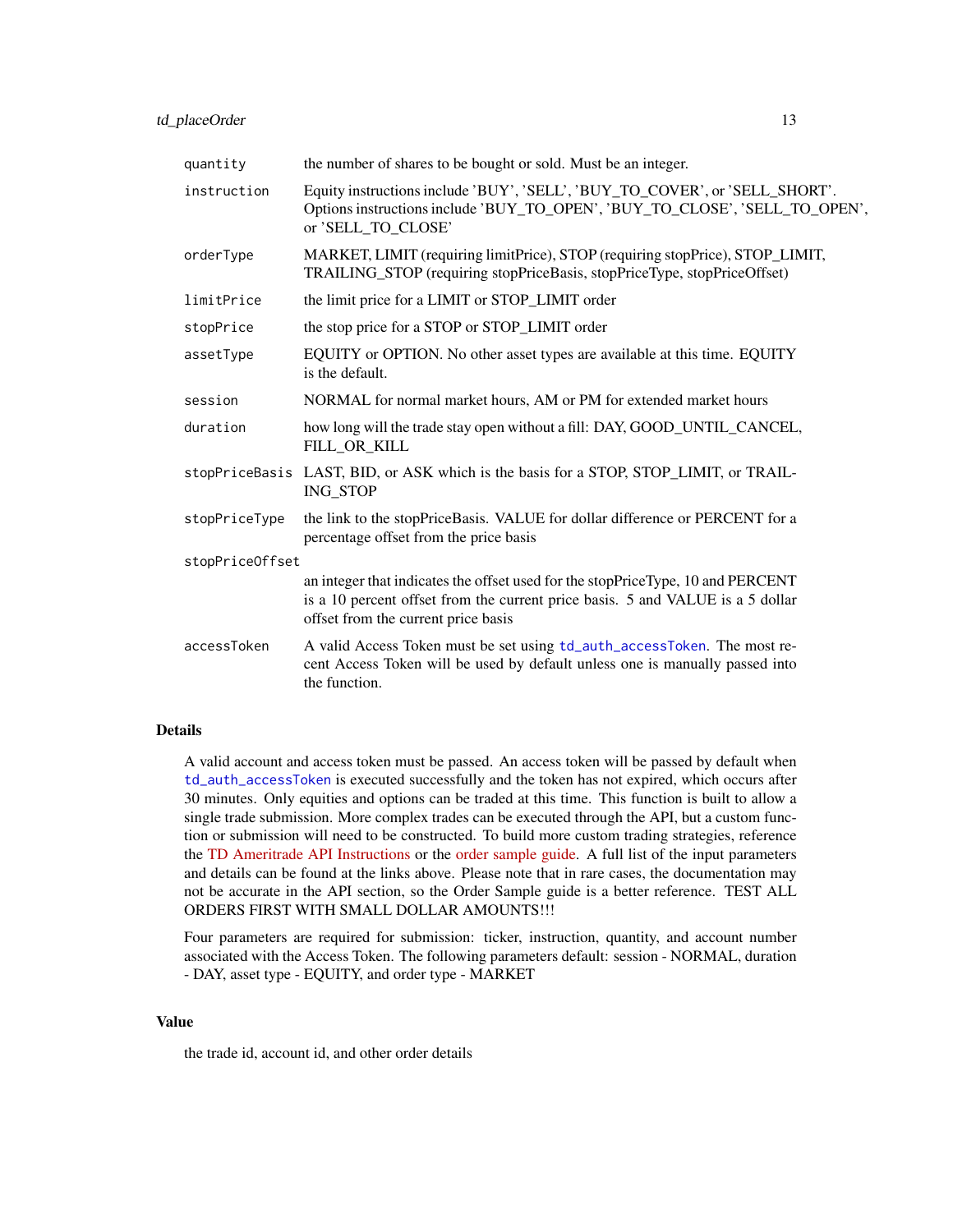| | |
|---|---|
| quantity | the number of shares to be bought or sold. Must be an integer. |
| instruction | Equity instructions include 'BUY', 'SELL', 'BUY_TO_COVER', or 'SELL_SHORT'. Options instructions include 'BUY_TO_OPEN', 'BUY_TO_CLOSE', 'SELL_TO_OPEN', or 'SELL_TO_CLOSE' |
| orderType | MARKET, LIMIT (requiring limitPrice), STOP (requiring stopPrice), STOP_LIMIT, TRAILING_STOP (requiring stopPriceBasis, stopPriceType, stopPriceOffset) |
| limitPrice | the limit price for a LIMIT or STOP_LIMIT order |
| stopPrice | the stop price for a STOP or STOP_LIMIT order |
| assetType | EQUITY or OPTION. No other asset types are available at this time. EQUITY is the default. |
| session | NORMAL for normal market hours, AM or PM for extended market hours |
| duration | how long will the trade stay open without a fill: DAY, GOOD_UNTIL_CANCEL, FILL_OR_KILL |
| stopPriceBasis | LAST, BID, or ASK which is the basis for a STOP, STOP_LIMIT, or TRAILING_STOP |
| stopPriceType | the link to the stopPriceBasis. VALUE for dollar difference or PERCENT for a percentage offset from the price basis |
| stopPriceOffset | an integer that indicates the offset used for the stopPriceType, 10 and PERCENT is a 10 percent offset from the current price basis. 5 and VALUE is a 5 dollar offset from the current price basis |
| accessToken | A valid Access Token must be set using td_auth_accessToken. The most recent Access Token will be used by default unless one is manually passed into the function. |

## Details

A valid account and access token must be passed. An access token will be passed by default when td_auth_accessToken is executed successfully and the token has not expired, which occurs after 30 minutes. Only equities and options can be traded at this time. This function is built to allow a single trade submission. More complex trades can be executed through the API, but a custom function or submission will need to be constructed. To build more custom trading strategies, reference the TD Ameritrade API Instructions or the order sample guide. A full list of the input parameters and details can be found at the links above. Please note that in rare cases, the documentation may not be accurate in the API section, so the Order Sample guide is a better reference. TEST ALL ORDERS FIRST WITH SMALL DOLLAR AMOUNTS!!!

Four parameters are required for submission: ticker, instruction, quantity, and account number associated with the Access Token. The following parameters default: session - NORMAL, duration - DAY, asset type - EQUITY, and order type - MARKET

## Value

the trade id, account id, and other order details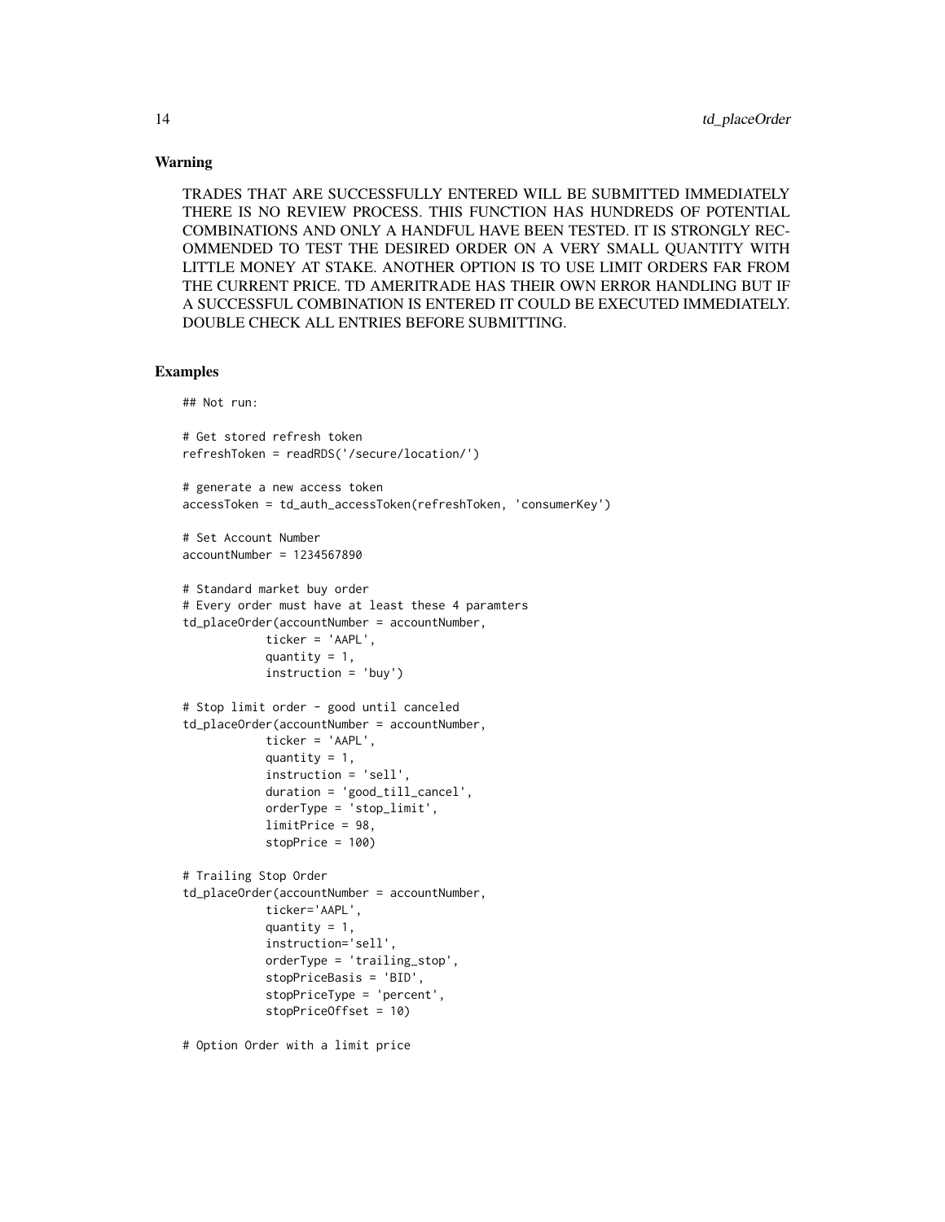### Warning

TRADES THAT ARE SUCCESSFULLY ENTERED WILL BE SUBMITTED IMMEDIATELY THERE IS NO REVIEW PROCESS. THIS FUNCTION HAS HUNDREDS OF POTENTIAL COMBINATIONS AND ONLY A HANDFUL HAVE BEEN TESTED. IT IS STRONGLY RECOMMENDED TO TEST THE DESIRED ORDER ON A VERY SMALL QUANTITY WITH LITTLE MONEY AT STAKE. ANOTHER OPTION IS TO USE LIMIT ORDERS FAR FROM THE CURRENT PRICE. TD AMERITRADE HAS THEIR OWN ERROR HANDLING BUT IF A SUCCESSFUL COMBINATION IS ENTERED IT COULD BE EXECUTED IMMEDIATELY. DOUBLE CHECK ALL ENTRIES BEFORE SUBMITTING.

### Examples

```
## Not run:

# Get stored refresh token
refreshToken = readRDS('/secure/location/')

# generate a new access token
accessToken = td_auth_accessToken(refreshToken, 'consumerKey')

# Set Account Number
accountNumber = 1234567890

# Standard market buy order
# Every order must have at least these 4 paramters
td_placeOrder(accountNumber = accountNumber,
            ticker = 'AAPL',
            quantity = 1,
            instruction = 'buy')

# Stop limit order - good until canceled
td_placeOrder(accountNumber = accountNumber,
            ticker = 'AAPL',
            quantity = 1,
            instruction = 'sell',
            duration = 'good_till_cancel',
            orderType = 'stop_limit',
            limitPrice = 98,
            stopPrice = 100)

# Trailing Stop Order
td_placeOrder(accountNumber = accountNumber,
            ticker='AAPL',
            quantity = 1,
            instruction='sell',
            orderType = 'trailing_stop',
            stopPriceBasis = 'BID',
            stopPriceType = 'percent',
            stopPriceOffset = 10)

# Option Order with a limit price
```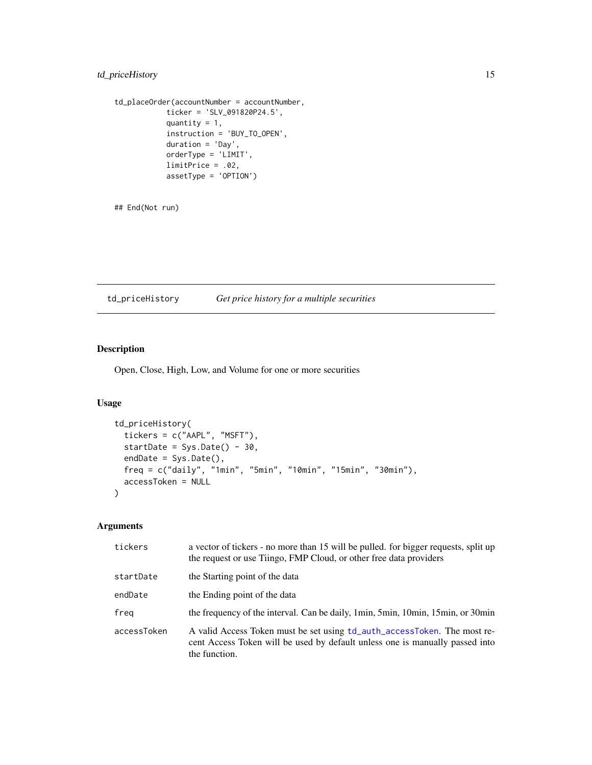```
td_placeOrder(accountNumber = accountNumber,
            ticker = 'SLV_091820P24.5',
            quantity = 1,
            instruction = 'BUY_TO_OPEN',
            duration = 'Day',
            orderType = 'LIMIT',
            limitPrice = .02,
            assetType = 'OPTION')


## End(Not run)
```

## td_priceHistory — *Get price history for a multiple securities*

### Description

Open, Close, High, Low, and Volume for one or more securities

### Usage

```
td_priceHistory(
  tickers = c("AAPL", "MSFT"),
  startDate = Sys.Date() - 30,
  endDate = Sys.Date(),
  freq = c("daily", "1min", "5min", "10min", "15min", "30min"),
  accessToken = NULL
)
```

### Arguments

| | |
|---|---|
| tickers | a vector of tickers - no more than 15 will be pulled. for bigger requests, split up the request or use Tiingo, FMP Cloud, or other free data providers |
| startDate | the Starting point of the data |
| endDate | the Ending point of the data |
| freq | the frequency of the interval. Can be daily, 1min, 5min, 10min, 15min, or 30min |
| accessToken | A valid Access Token must be set using td_auth_accessToken. The most recent Access Token will be used by default unless one is manually passed into the function. |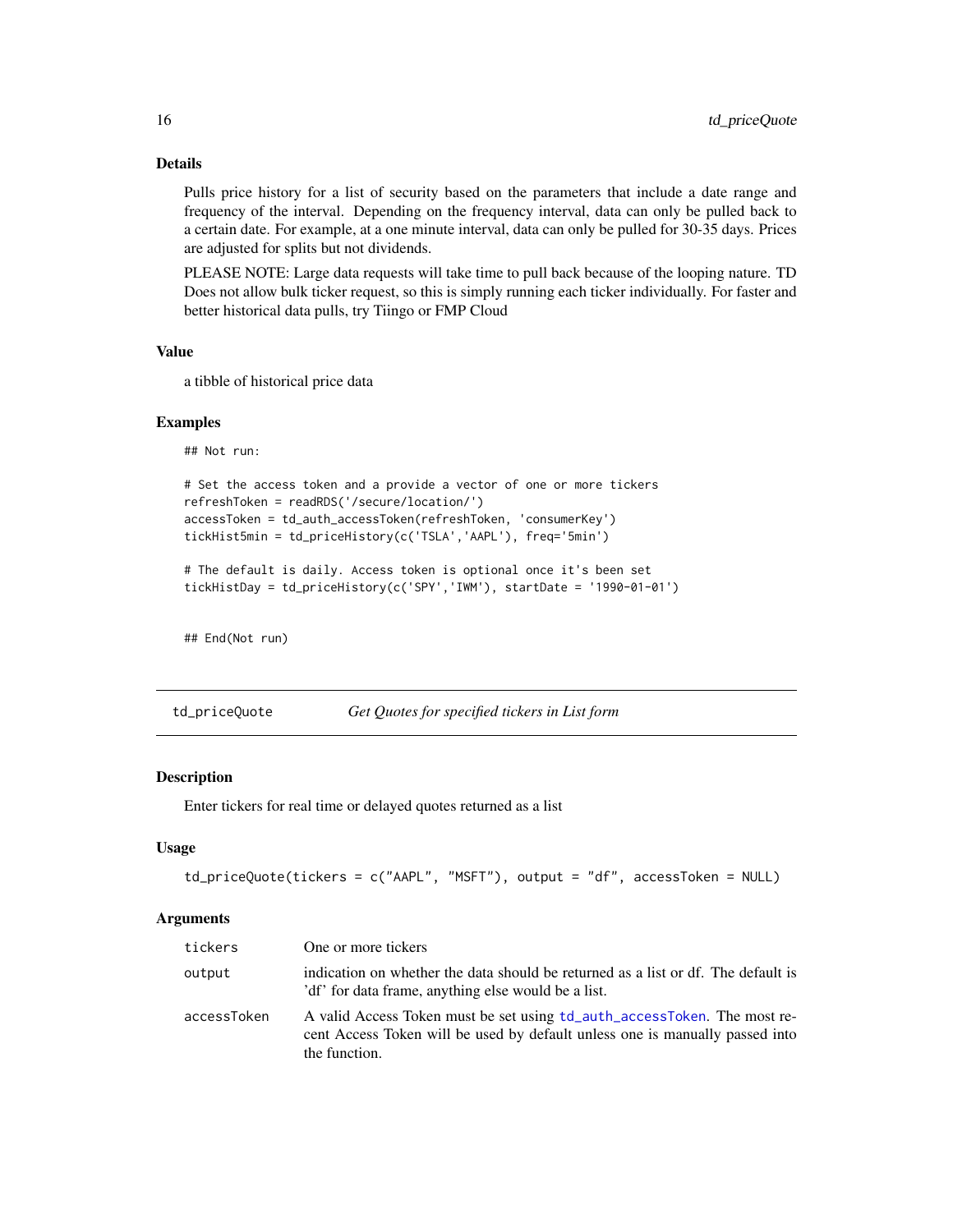### Details

Pulls price history for a list of security based on the parameters that include a date range and frequency of the interval. Depending on the frequency interval, data can only be pulled back to a certain date. For example, at a one minute interval, data can only be pulled for 30-35 days. Prices are adjusted for splits but not dividends.

PLEASE NOTE: Large data requests will take time to pull back because of the looping nature. TD Does not allow bulk ticker request, so this is simply running each ticker individually. For faster and better historical data pulls, try Tiingo or FMP Cloud

### Value

a tibble of historical price data

### Examples

```
## Not run:

# Set the access token and a provide a vector of one or more tickers
refreshToken = readRDS('/secure/location/')
accessToken = td_auth_accessToken(refreshToken, 'consumerKey')
tickHist5min = td_priceHistory(c('TSLA','AAPL'), freq='5min')

# The default is daily. Access token is optional once it's been set
tickHistDay = td_priceHistory(c('SPY','IWM'), startDate = '1990-01-01')


## End(Not run)
```

## td_priceQuote — *Get Quotes for specified tickers in List form*

### Description

Enter tickers for real time or delayed quotes returned as a list

### Usage

```
td_priceQuote(tickers = c("AAPL", "MSFT"), output = "df", accessToken = NULL)
```

### Arguments

| | |
|---|---|
| tickers | One or more tickers |
| output | indication on whether the data should be returned as a list or df. The default is 'df' for data frame, anything else would be a list. |
| accessToken | A valid Access Token must be set using td_auth_accessToken. The most recent Access Token will be used by default unless one is manually passed into the function. |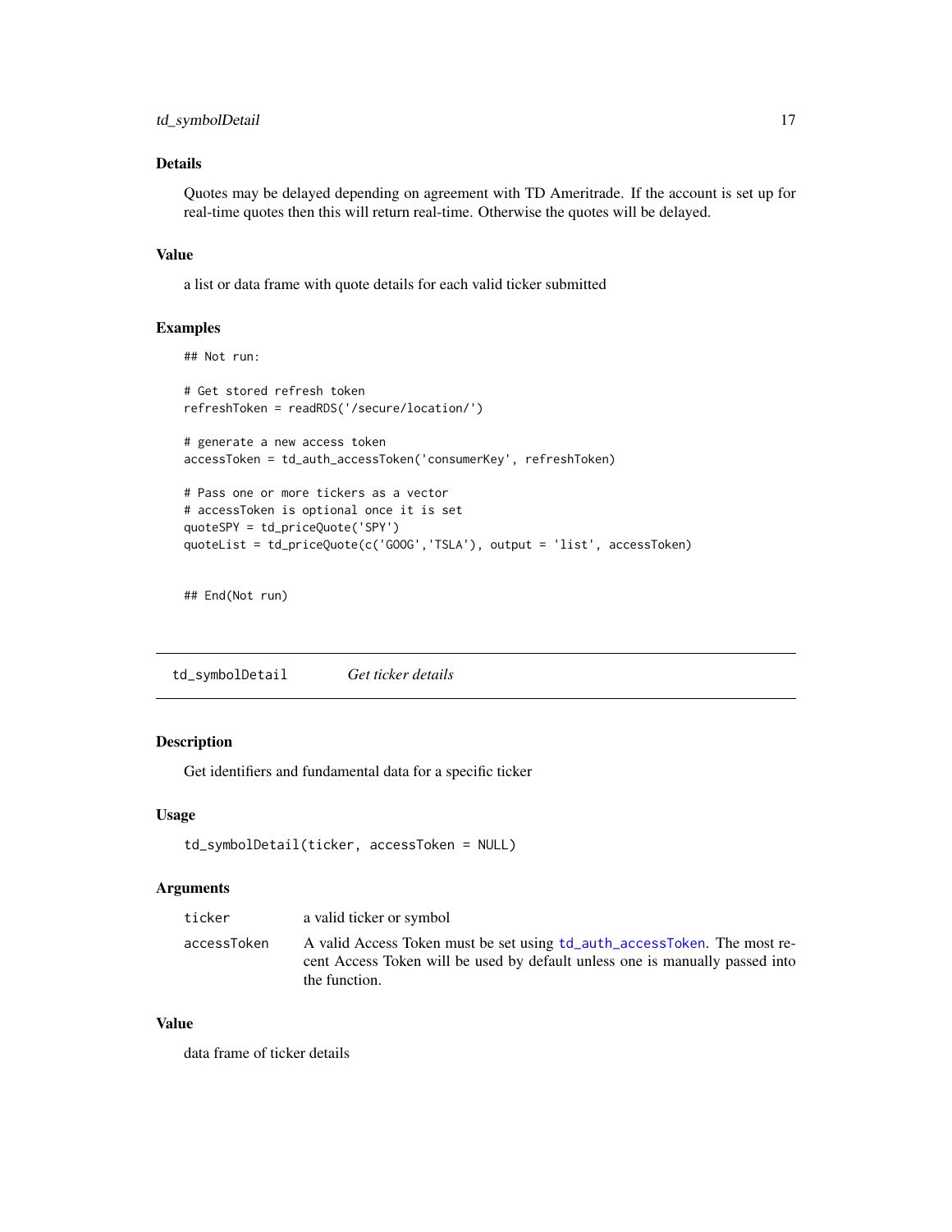### Details

Quotes may be delayed depending on agreement with TD Ameritrade. If the account is set up for real-time quotes then this will return real-time. Otherwise the quotes will be delayed.

### Value

a list or data frame with quote details for each valid ticker submitted

### Examples

```
## Not run:

# Get stored refresh token
refreshToken = readRDS('/secure/location/')

# generate a new access token
accessToken = td_auth_accessToken('consumerKey', refreshToken)

# Pass one or more tickers as a vector
# accessToken is optional once it is set
quoteSPY = td_priceQuote('SPY')
quoteList = td_priceQuote(c('GOOG','TSLA'), output = 'list', accessToken)


## End(Not run)
```

---

## td_symbolDetail *Get ticker details*

---

### Description

Get identifiers and fundamental data for a specific ticker

### Usage

```
td_symbolDetail(ticker, accessToken = NULL)
```

### Arguments

| | |
|---|---|
| ticker | a valid ticker or symbol |
| accessToken | A valid Access Token must be set using td_auth_accessToken. The most recent Access Token will be used by default unless one is manually passed into the function. |

### Value

data frame of ticker details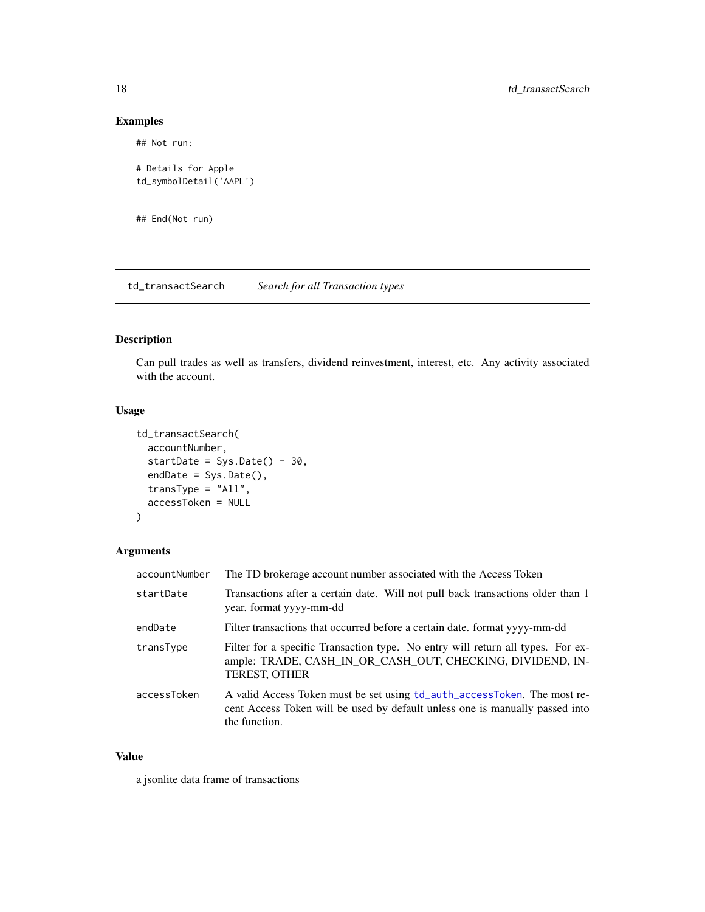## Examples

```
## Not run:

# Details for Apple
td_symbolDetail('AAPL')


## End(Not run)
```

---

## td_transactSearch    *Search for all Transaction types*

### Description

Can pull trades as well as transfers, dividend reinvestment, interest, etc. Any activity associated with the account.

### Usage

```
td_transactSearch(
  accountNumber,
  startDate = Sys.Date() - 30,
  endDate = Sys.Date(),
  transType = "All",
  accessToken = NULL
)
```

### Arguments

| | |
|---|---|
| accountNumber | The TD brokerage account number associated with the Access Token |
| startDate | Transactions after a certain date. Will not pull back transactions older than 1 year. format yyyy-mm-dd |
| endDate | Filter transactions that occurred before a certain date. format yyyy-mm-dd |
| transType | Filter for a specific Transaction type. No entry will return all types. For example: TRADE, CASH_IN_OR_CASH_OUT, CHECKING, DIVIDEND, INTEREST, OTHER |
| accessToken | A valid Access Token must be set using td_auth_accessToken. The most recent Access Token will be used by default unless one is manually passed into the function. |

### Value

a jsonlite data frame of transactions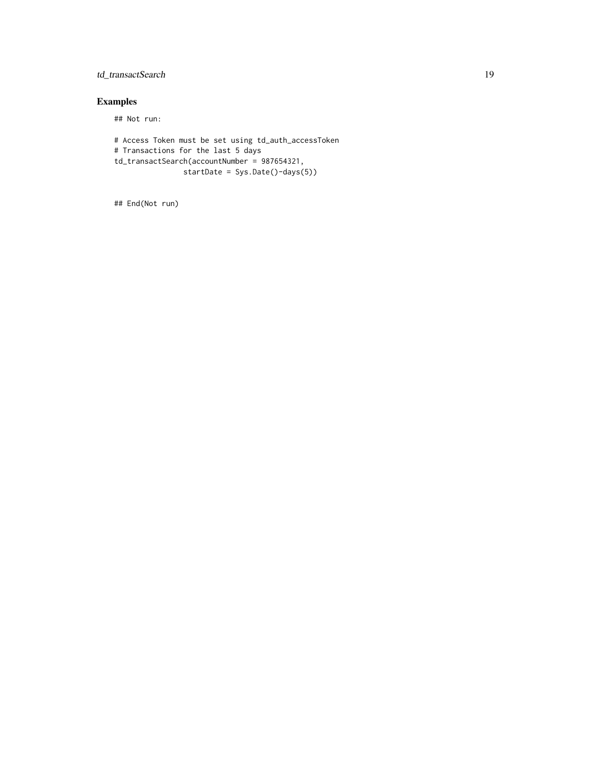## Examples

```
## Not run:

# Access Token must be set using td_auth_accessToken
# Transactions for the last 5 days
td_transactSearch(accountNumber = 987654321,
                  startDate = Sys.Date()-days(5))


## End(Not run)
```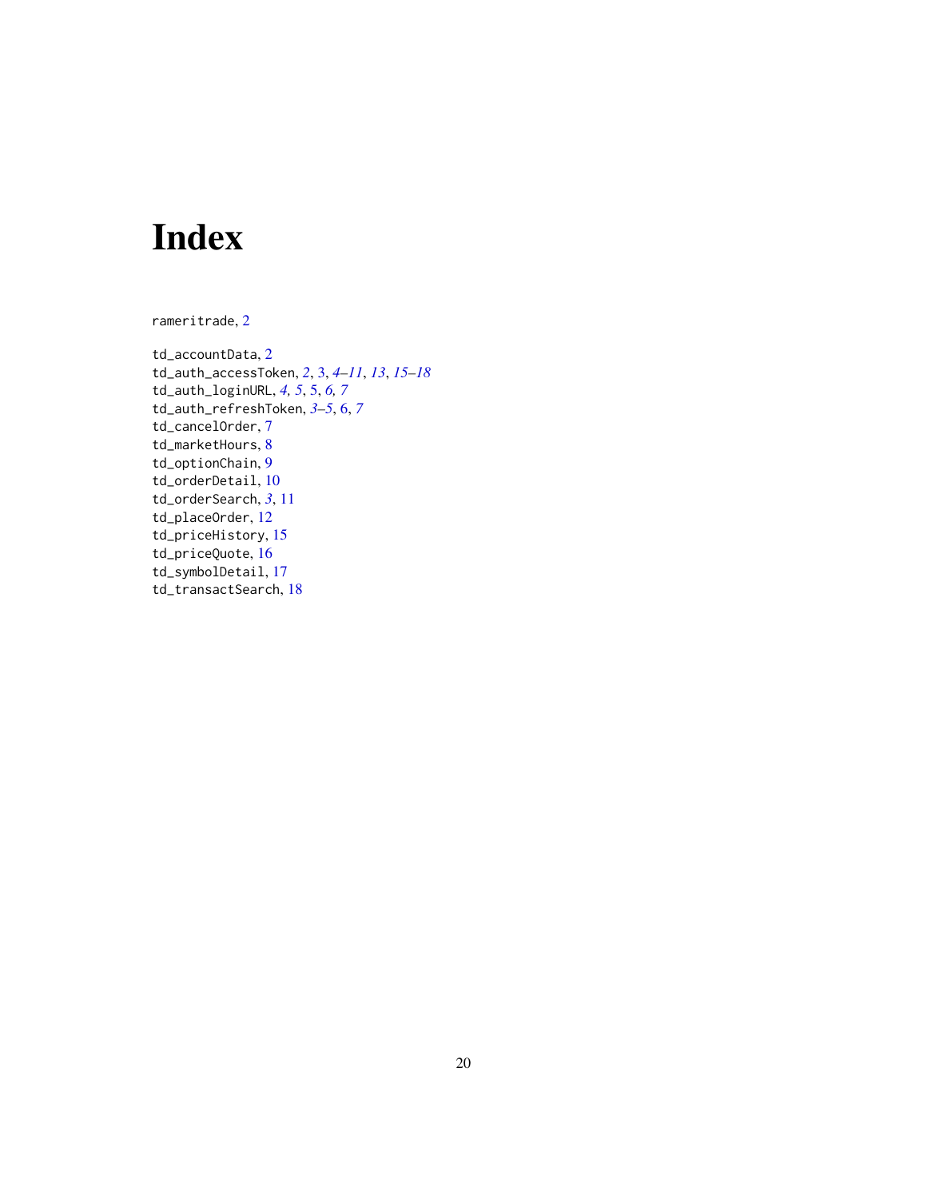# Index

rameritrade, 2

td_accountData, 2
td_auth_accessToken, *2*, 3, *4–11*, *13*, *15–18*
td_auth_loginURL, *4, 5*, 5, *6, 7*
td_auth_refreshToken, *3–5*, 6, *7*
td_cancelOrder, 7
td_marketHours, 8
td_optionChain, 9
td_orderDetail, 10
td_orderSearch, *3*, 11
td_placeOrder, 12
td_priceHistory, 15
td_priceQuote, 16
td_symbolDetail, 17
td_transactSearch, 18